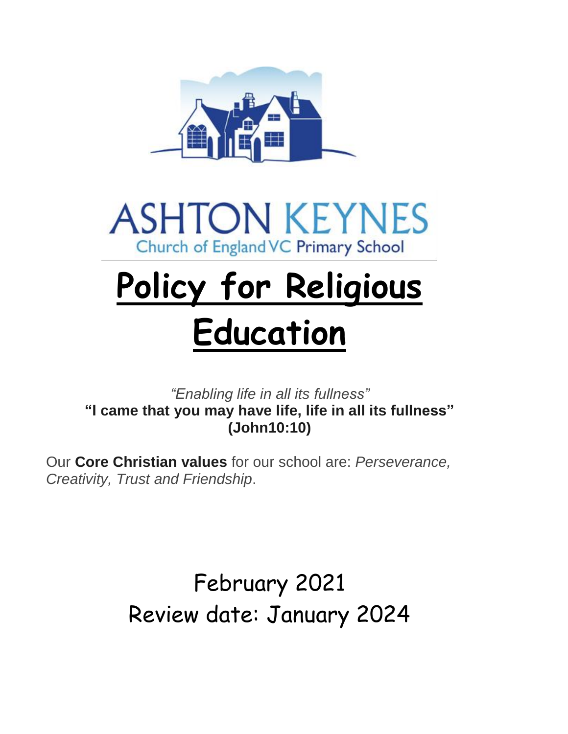ASHTON KEYNES

Church of England VC Primary School

# Policy for Religious Education

*"Enabling life in all its fullness"*

**"I came that you may have life, life in all its fullness" (John10:10)**

Our **Core Christian values** for our school are: *Perseverance, Creativity, Trust and Friendship*.

February 2021

Review date: January 2024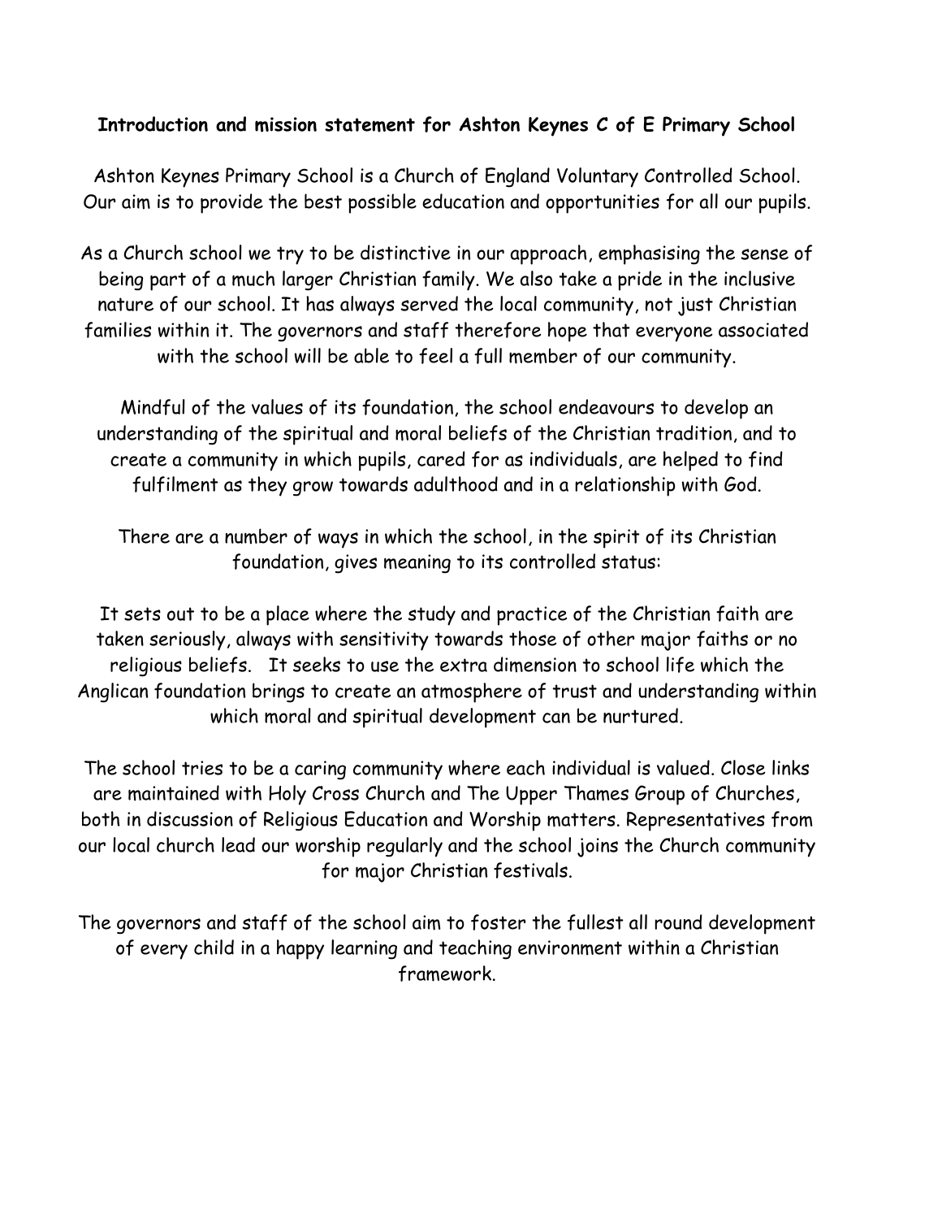**Introduction and mission statement for Ashton Keynes C of E Primary School**

Ashton Keynes Primary School is a Church of England Voluntary Controlled School. Our aim is to provide the best possible education and opportunities for all our pupils.

As a Church school we try to be distinctive in our approach, emphasising the sense of being part of a much larger Christian family. We also take a pride in the inclusive nature of our school. It has always served the local community, not just Christian families within it. The governors and staff therefore hope that everyone associated with the school will be able to feel a full member of our community.

Mindful of the values of its foundation, the school endeavours to develop an understanding of the spiritual and moral beliefs of the Christian tradition, and to create a community in which pupils, cared for as individuals, are helped to find fulfilment as they grow towards adulthood and in a relationship with God.

There are a number of ways in which the school, in the spirit of its Christian foundation, gives meaning to its controlled status:

It sets out to be a place where the study and practice of the Christian faith are taken seriously, always with sensitivity towards those of other major faiths or no religious beliefs. It seeks to use the extra dimension to school life which the Anglican foundation brings to create an atmosphere of trust and understanding within which moral and spiritual development can be nurtured.

The school tries to be a caring community where each individual is valued. Close links are maintained with Holy Cross Church and The Upper Thames Group of Churches, both in discussion of Religious Education and Worship matters. Representatives from our local church lead our worship regularly and the school joins the Church community for major Christian festivals.

The governors and staff of the school aim to foster the fullest all round development of every child in a happy learning and teaching environment within a Christian framework.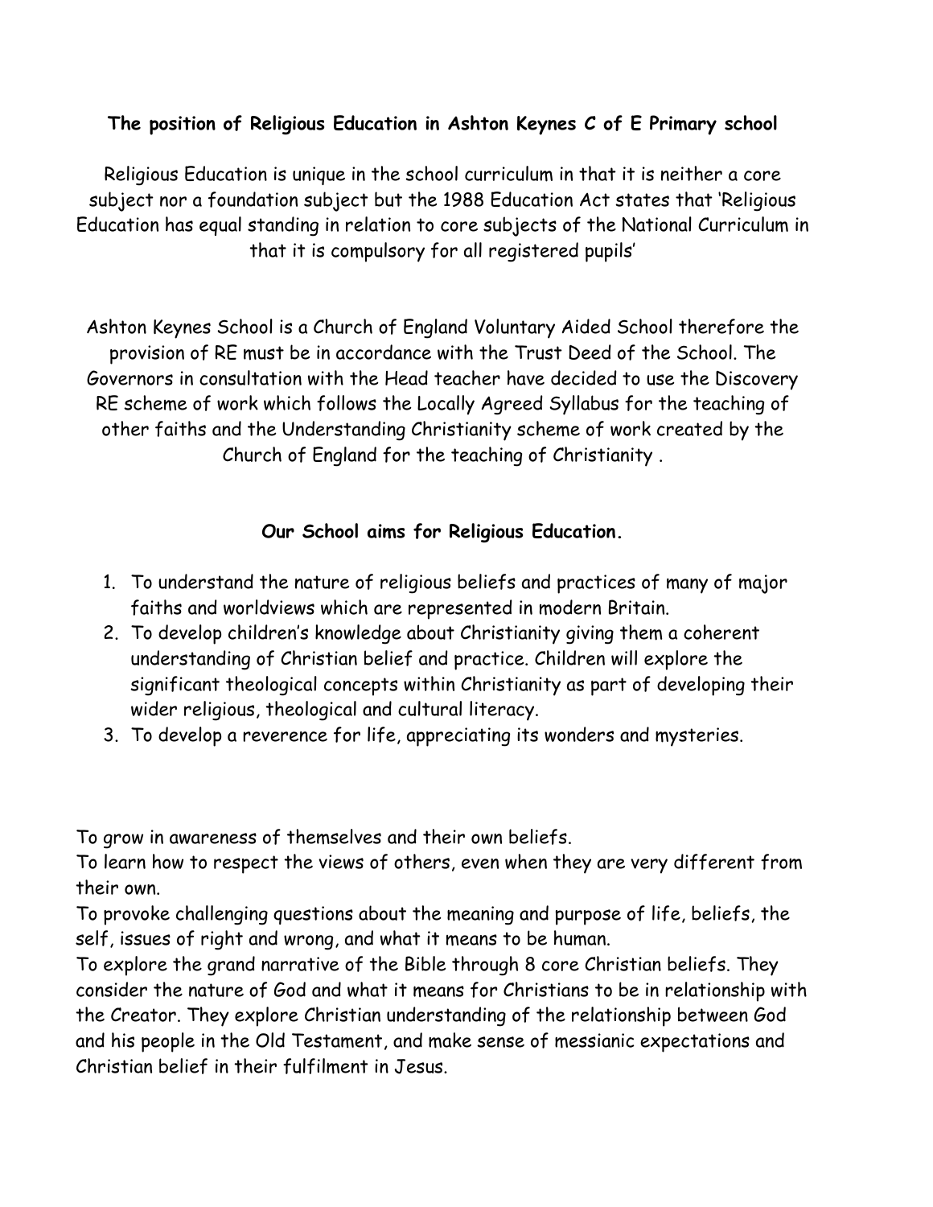**The position of Religious Education in Ashton Keynes C of E Primary school**

Religious Education is unique in the school curriculum in that it is neither a core subject nor a foundation subject but the 1988 Education Act states that 'Religious Education has equal standing in relation to core subjects of the National Curriculum in that it is compulsory for all registered pupils'

Ashton Keynes School is a Church of England Voluntary Aided School therefore the provision of RE must be in accordance with the Trust Deed of the School. The Governors in consultation with the Head teacher have decided to use the Discovery RE scheme of work which follows the Locally Agreed Syllabus for the teaching of other faiths and the Understanding Christianity scheme of work created by the Church of England for the teaching of Christianity .

**Our School aims for Religious Education.**

1. To understand the nature of religious beliefs and practices of many of major faiths and worldviews which are represented in modern Britain.
2. To develop children's knowledge about Christianity giving them a coherent understanding of Christian belief and practice. Children will explore the significant theological concepts within Christianity as part of developing their wider religious, theological and cultural literacy.
3. To develop a reverence for life, appreciating its wonders and mysteries.

To grow in awareness of themselves and their own beliefs.
To learn how to respect the views of others, even when they are very different from their own.
To provoke challenging questions about the meaning and purpose of life, beliefs, the self, issues of right and wrong, and what it means to be human.
To explore the grand narrative of the Bible through 8 core Christian beliefs. They consider the nature of God and what it means for Christians to be in relationship with the Creator. They explore Christian understanding of the relationship between God and his people in the Old Testament, and make sense of messianic expectations and Christian belief in their fulfilment in Jesus.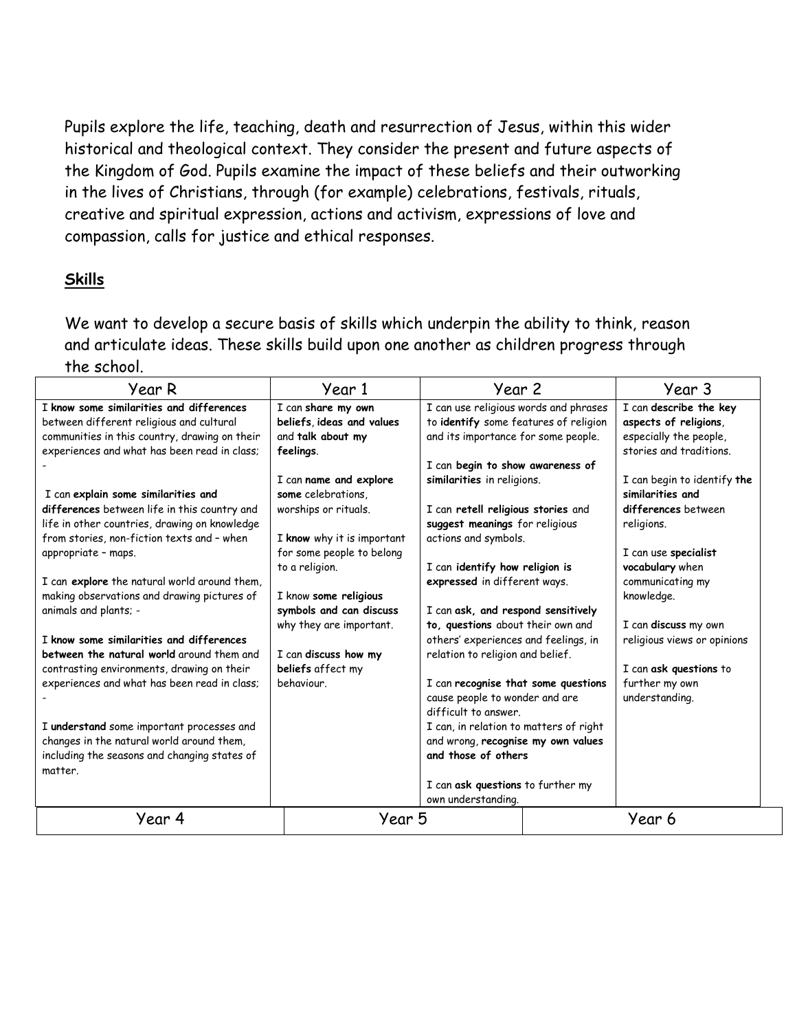Pupils explore the life, teaching, death and resurrection of Jesus, within this wider historical and theological context. They consider the present and future aspects of the Kingdom of God. Pupils examine the impact of these beliefs and their outworking in the lives of Christians, through (for example) celebrations, festivals, rituals, creative and spiritual expression, actions and activism, expressions of love and compassion, calls for justice and ethical responses.

## Skills

We want to develop a secure basis of skills which underpin the ability to think, reason and articulate ideas. These skills build upon one another as children progress through the school.

| Year R | Year 1 | Year 2 | Year 3 |
|---|---|---|---|
| I **know some similarities and differences** between different religious and cultural communities in this country, drawing on their experiences and what has been read in class; -<br><br>I can **explain some similarities and differences** between life in this country and life in other countries, drawing on knowledge from stories, non-fiction texts and – when appropriate – maps.<br><br>I can **explore** the natural world around them, making observations and drawing pictures of animals and plants; -<br><br>I **know some similarities and differences between the natural world** around them and contrasting environments, drawing on their experiences and what has been read in class; -<br><br>I **understand** some important processes and changes in the natural world around them, including the seasons and changing states of matter. | I can **share my own beliefs, ideas and values** and **talk about my feelings**.<br><br>I can **name and explore some** celebrations, worships or rituals.<br><br>I **know** why it is important for some people to belong to a religion.<br><br>I know **some religious symbols and can discuss** why they are important.<br><br>I can **discuss how my beliefs** affect my behaviour. | I can use religious words and phrases to **identify** some features of religion and its importance for some people.<br><br>I can **begin to show awareness of similarities** in religions.<br><br>I can **retell religious stories** and **suggest meanings** for religious actions and symbols.<br><br>I can **identify how religion is expressed** in different ways.<br><br>I can **ask, and respond sensitively to, questions** about their own and others' experiences and feelings, in relation to religion and belief.<br><br>I can **recognise that some questions** cause people to wonder and are difficult to answer.<br>I can, in relation to matters of right and wrong, **recognise my own values and those of others**<br><br>I can **ask questions** to further my own understanding. | I can **describe the key aspects of religions**, especially the people, stories and traditions.<br><br>I can begin to identify **the similarities and differences** between religions.<br><br>I can use **specialist vocabulary** when communicating my knowledge.<br><br>I can **discuss** my own religious views or opinions<br><br>I can **ask questions** to further my own understanding. |

| Year 4 | Year 5 | Year 6 |
|---|---|---|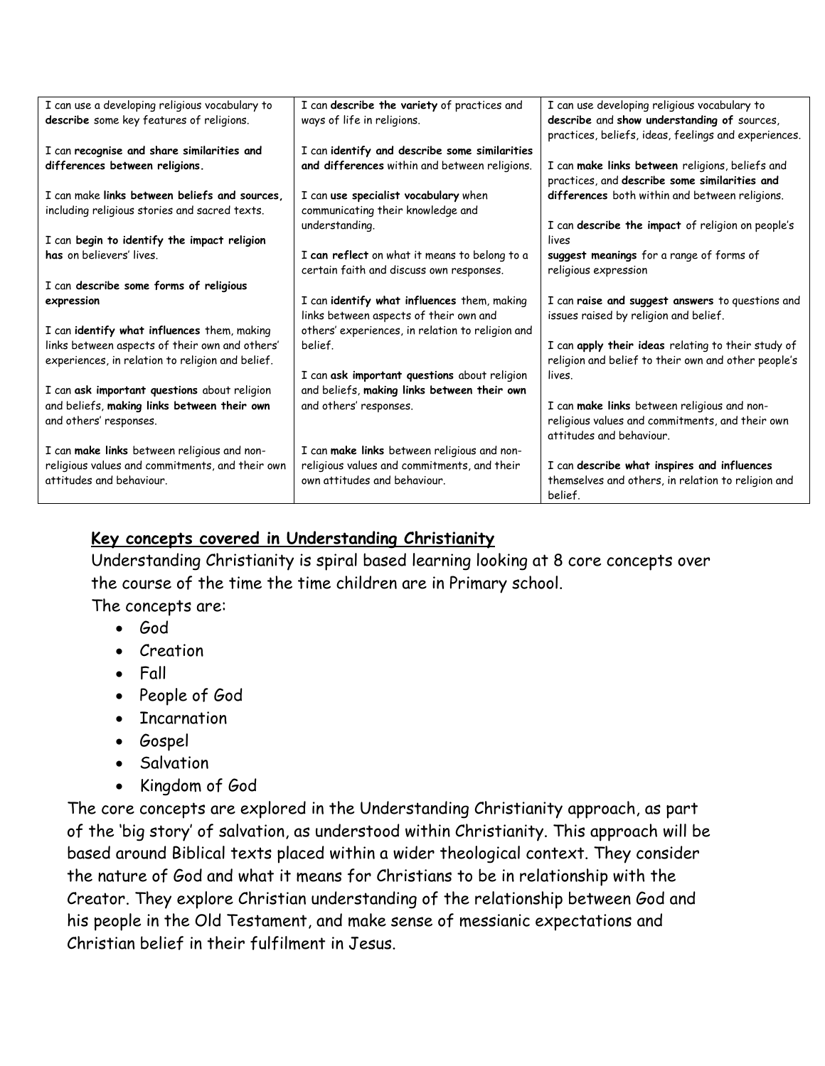| | | |
|---|---|---|
| I can use a developing religious vocabulary to **describe** some key features of religions.<br><br>I can **recognise and share similarities and differences between religions.**<br><br>I can make **links between beliefs and sources,** including religious stories and sacred texts.<br><br>I can **begin to identify the impact religion has** on believers' lives.<br><br>I can **describe some forms of religious expression**<br><br>I can **identify what influences** them, making links between aspects of their own and others' experiences, in relation to religion and belief.<br><br>I can **ask important questions** about religion and beliefs, **making links between their own** and others' responses.<br><br>I can **make links** between religious and non-religious values and commitments, and their own attitudes and behaviour. | I can **describe the variety** of practices and ways of life in religions.<br><br>I can **identify and describe some similarities and differences** within and between religions.<br><br>I can **use specialist vocabulary** when communicating their knowledge and understanding.<br><br>I **can reflect** on what it means to belong to a certain faith and discuss own responses.<br><br>I can **identify what influences** them, making links between aspects of their own and others' experiences, in relation to religion and belief.<br><br>I can **ask important questions** about religion and beliefs, **making links between their own** and others' responses.<br><br>I can **make links** between religious and non-religious values and commitments, and their own attitudes and behaviour. | I can use developing religious vocabulary to **describe** and **show understanding of** sources, practices, beliefs, ideas, feelings and experiences.<br><br>I can **make links between** religions, beliefs and practices, and **describe some similarities and differences** both within and between religions.<br><br>I can **describe the impact** of religion on people's lives<br>**suggest meanings** for a range of forms of religious expression<br><br>I can **raise and suggest answers** to questions and issues raised by religion and belief.<br><br>I can **apply their ideas** relating to their study of religion and belief to their own and other people's lives.<br><br>I can **make links** between religious and non-religious values and commitments, and their own attitudes and behaviour.<br><br>I can **describe what inspires and influences** themselves and others, in relation to religion and belief. |

## Key concepts covered in Understanding Christianity

Understanding Christianity is spiral based learning looking at 8 core concepts over the course of the time the time children are in Primary school.

The concepts are:

- God
- Creation
- Fall
- People of God
- Incarnation
- Gospel
- Salvation
- Kingdom of God

The core concepts are explored in the Understanding Christianity approach, as part of the 'big story' of salvation, as understood within Christianity. This approach will be based around Biblical texts placed within a wider theological context. They consider the nature of God and what it means for Christians to be in relationship with the Creator. They explore Christian understanding of the relationship between God and his people in the Old Testament, and make sense of messianic expectations and Christian belief in their fulfilment in Jesus.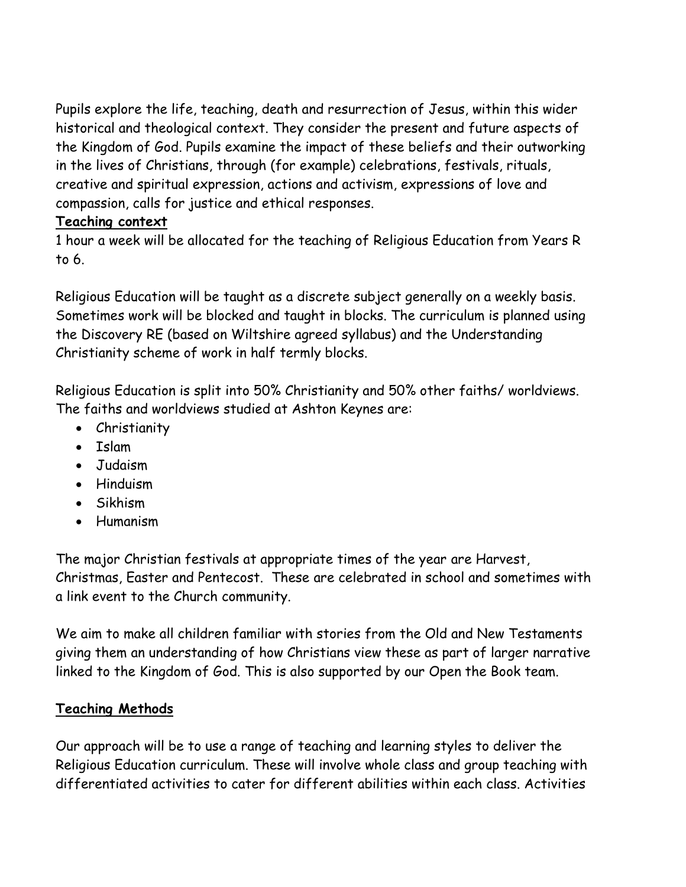Pupils explore the life, teaching, death and resurrection of Jesus, within this wider historical and theological context. They consider the present and future aspects of the Kingdom of God. Pupils examine the impact of these beliefs and their outworking in the lives of Christians, through (for example) celebrations, festivals, rituals, creative and spiritual expression, actions and activism, expressions of love and compassion, calls for justice and ethical responses.

**Teaching context**

1 hour a week will be allocated for the teaching of Religious Education from Years R to 6.

Religious Education will be taught as a discrete subject generally on a weekly basis. Sometimes work will be blocked and taught in blocks. The curriculum is planned using the Discovery RE (based on Wiltshire agreed syllabus) and the Understanding Christianity scheme of work in half termly blocks.

Religious Education is split into 50% Christianity and 50% other faiths/ worldviews. The faiths and worldviews studied at Ashton Keynes are:

- Christianity
- Islam
- Judaism
- Hinduism
- Sikhism
- Humanism

The major Christian festivals at appropriate times of the year are Harvest, Christmas, Easter and Pentecost. These are celebrated in school and sometimes with a link event to the Church community.

We aim to make all children familiar with stories from the Old and New Testaments giving them an understanding of how Christians view these as part of larger narrative linked to the Kingdom of God. This is also supported by our Open the Book team.

**Teaching Methods**

Our approach will be to use a range of teaching and learning styles to deliver the Religious Education curriculum. These will involve whole class and group teaching with differentiated activities to cater for different abilities within each class. Activities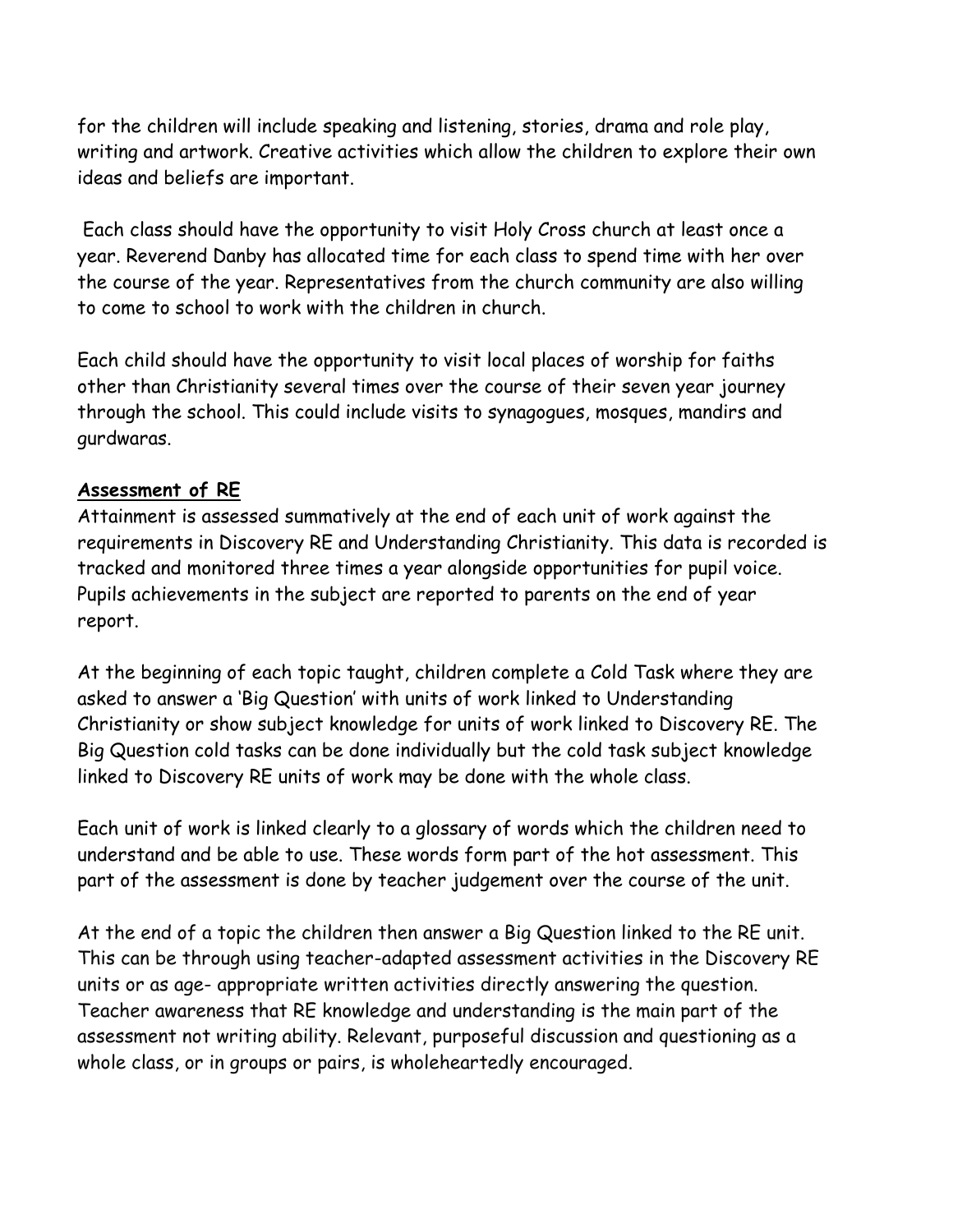for the children will include speaking and listening, stories, drama and role play, writing and artwork. Creative activities which allow the children to explore their own ideas and beliefs are important.

Each class should have the opportunity to visit Holy Cross church at least once a year. Reverend Danby has allocated time for each class to spend time with her over the course of the year. Representatives from the church community are also willing to come to school to work with the children in church.

Each child should have the opportunity to visit local places of worship for faiths other than Christianity several times over the course of their seven year journey through the school. This could include visits to synagogues, mosques, mandirs and gurdwaras.

**Assessment of RE**

Attainment is assessed summatively at the end of each unit of work against the requirements in Discovery RE and Understanding Christianity. This data is recorded is tracked and monitored three times a year alongside opportunities for pupil voice. Pupils achievements in the subject are reported to parents on the end of year report.

At the beginning of each topic taught, children complete a Cold Task where they are asked to answer a 'Big Question' with units of work linked to Understanding Christianity or show subject knowledge for units of work linked to Discovery RE. The Big Question cold tasks can be done individually but the cold task subject knowledge linked to Discovery RE units of work may be done with the whole class.

Each unit of work is linked clearly to a glossary of words which the children need to understand and be able to use. These words form part of the hot assessment. This part of the assessment is done by teacher judgement over the course of the unit.

At the end of a topic the children then answer a Big Question linked to the RE unit. This can be through using teacher-adapted assessment activities in the Discovery RE units or as age- appropriate written activities directly answering the question. Teacher awareness that RE knowledge and understanding is the main part of the assessment not writing ability. Relevant, purposeful discussion and questioning as a whole class, or in groups or pairs, is wholeheartedly encouraged.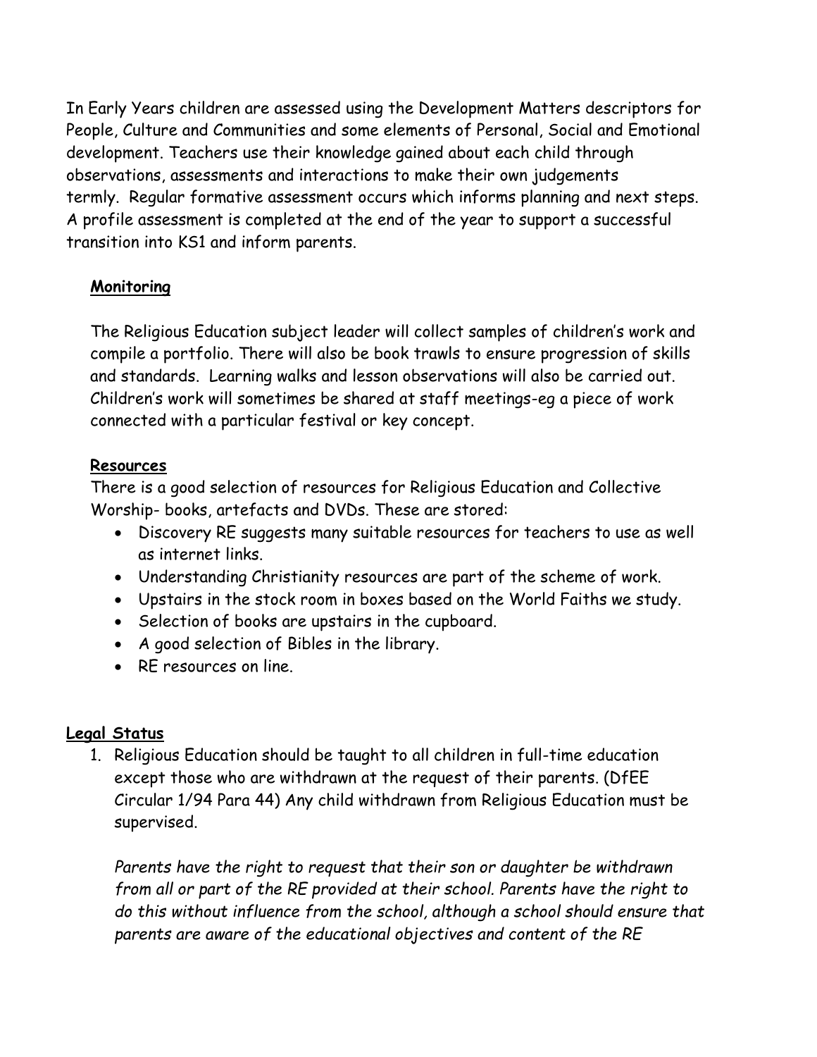In Early Years children are assessed using the Development Matters descriptors for People, Culture and Communities and some elements of Personal, Social and Emotional development. Teachers use their knowledge gained about each child through observations, assessments and interactions to make their own judgements termly. Regular formative assessment occurs which informs planning and next steps. A profile assessment is completed at the end of the year to support a successful transition into KS1 and inform parents.

**Monitoring**

The Religious Education subject leader will collect samples of children's work and compile a portfolio. There will also be book trawls to ensure progression of skills and standards. Learning walks and lesson observations will also be carried out. Children's work will sometimes be shared at staff meetings-eg a piece of work connected with a particular festival or key concept.

**Resources**

There is a good selection of resources for Religious Education and Collective Worship- books, artefacts and DVDs. These are stored:

- Discovery RE suggests many suitable resources for teachers to use as well as internet links.
- Understanding Christianity resources are part of the scheme of work.
- Upstairs in the stock room in boxes based on the World Faiths we study.
- Selection of books are upstairs in the cupboard.
- A good selection of Bibles in the library.
- RE resources on line.

**Legal Status**

1. Religious Education should be taught to all children in full-time education except those who are withdrawn at the request of their parents. (DfEE Circular 1/94 Para 44) Any child withdrawn from Religious Education must be supervised.

   *Parents have the right to request that their son or daughter be withdrawn from all or part of the RE provided at their school. Parents have the right to do this without influence from the school, although a school should ensure that parents are aware of the educational objectives and content of the RE*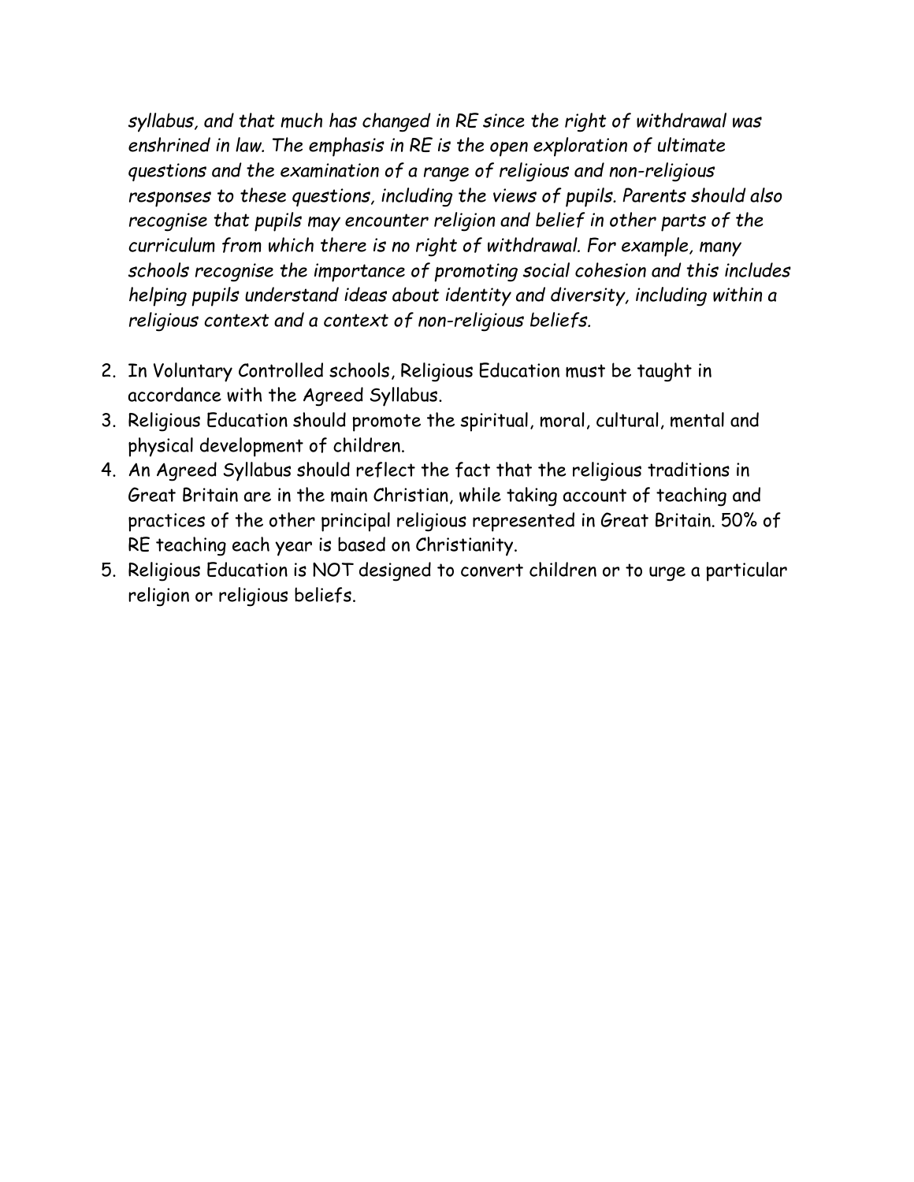*syllabus, and that much has changed in RE since the right of withdrawal was enshrined in law. The emphasis in RE is the open exploration of ultimate questions and the examination of a range of religious and non-religious responses to these questions, including the views of pupils. Parents should also recognise that pupils may encounter religion and belief in other parts of the curriculum from which there is no right of withdrawal. For example, many schools recognise the importance of promoting social cohesion and this includes helping pupils understand ideas about identity and diversity, including within a religious context and a context of non-religious beliefs.*

2. In Voluntary Controlled schools, Religious Education must be taught in accordance with the Agreed Syllabus.
3. Religious Education should promote the spiritual, moral, cultural, mental and physical development of children.
4. An Agreed Syllabus should reflect the fact that the religious traditions in Great Britain are in the main Christian, while taking account of teaching and practices of the other principal religious represented in Great Britain. 50% of RE teaching each year is based on Christianity.
5. Religious Education is NOT designed to convert children or to urge a particular religion or religious beliefs.